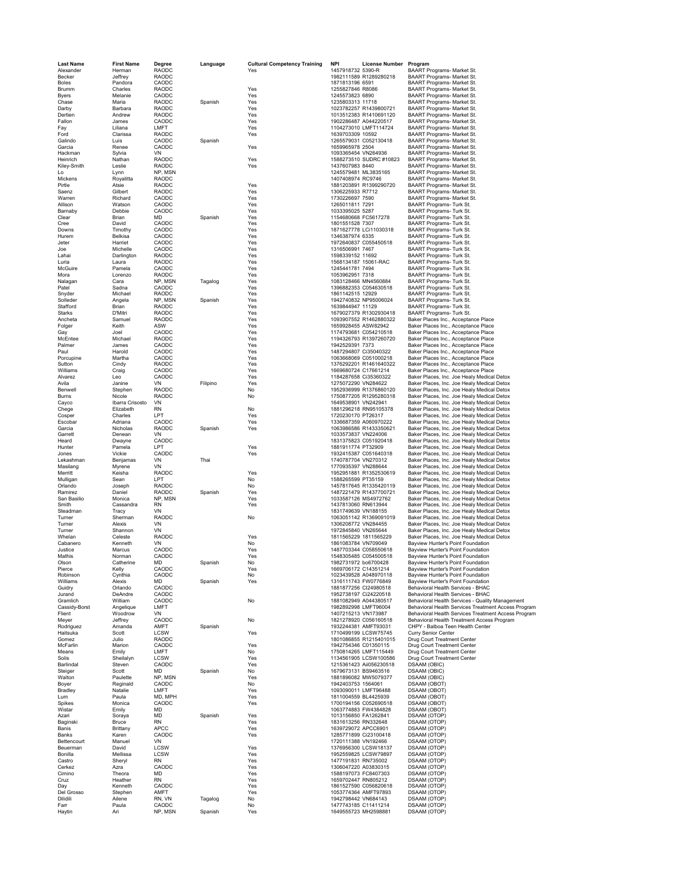| Last Name | First Name | Degree | Language | Cultural Competency Training | NPI | License Number | Program |
|---|---|---|---|---|---|---|---|
| Alexander | Herman | RAODC | | Yes | 1457918732 | 5390-R | BAART Programs- Market St. |
| Becker | Jeffrey | RAODC | | | 1982111589 | R1289280218 | BAART Programs- Market St. |
| Boles | Pandora | CAODC | | | 1871813196 | 6591 | BAART Programs- Market St. |
| Brumm | Charles | RAODC | | Yes | 1255827846 | R8086 | BAART Programs- Market St. |
| Byers | Melanie | CAODC | | Yes | 1245573823 | 6890 | BAART Programs- Market St. |
| Chase | Maria | RAODC | Spanish | Yes | 1235803313 | 11718 | BAART Programs- Market St. |
| Darby | Barbara | RAODC | | Yes | 1023782257 | R1439800721 | BAART Programs- Market St. |
| Dertien | Andrew | RAODC | | Yes | 1013512383 | R1410691120 | BAART Programs- Market St. |
| Fallon | James | CAODC | | Yes | 1902286487 | A044220517 | BAART Programs- Market St. |
| Fay | Liliana | LMFT | | Yes | 1104273010 | LMFT114724 | BAART Programs- Market St. |
| Ford | Clarissa | RAODC | | Yes | 1639703309 | 10592 | BAART Programs- Market St. |
| Galindo | Luis | CAODC | Spanish | | 1265579031 | C052130418 | BAART Programs- Market St. |
| Garcia | Renee | CAODC | | Yes | 1659965978 | 2504 | BAART Programs- Market St. |
| Hackman | Sylvia | VN | | | 1093365454 | VN264936 | BAART Programs- Market St. |
| Heinrich | Nathan | RAODC | | Yes | 1588273510 | SUDRC #10823 | BAART Programs- Market St. |
| Kiley-Smith | Leslie | RAODC | | Yes | 1437607983 | 8440 | BAART Programs- Market St. |
| Lo | Lynn | NP, MSN | | | 1245579481 | ML3835165 | BAART Programs- Market St. |
| Mickens | Royalitta | RAODC | | | 1407408974 | RC9746 | BAART Programs- Market St. |
| Pirtle | Atsie | RAODC | | Yes | 1881203891 | R1399290720 | BAART Programs- Market St. |
| Saenz | Gilbert | RAODC | | Yes | 1306225933 | R7712 | BAART Programs- Market St. |
| Warren | Richard | CAODC | | Yes | 1730226697 | 7590 | BAART Programs- Market St. |
| Allison | Watson | CAODC | | Yes | 1265011811 | 7291 | BAART Programs- Turk St. |
| Barnaby | Debbie | CAODC | | Yes | 1033395025 | 5287 | BAART Programs- Turk St. |
| Clear | Brian | MD | Spanish | Yes | 1154680668 | FC5617278 | BAART Programs- Turk St. |
| Cree | David | CAODC | | Yes | 1801551528 | 7307 | BAART Programs- Turk St. |
| Downs | Timothy | CAODC | | Yes | 1871627778 | LCI11030318 | BAART Programs- Turk St. |
| Hurem | Belkisa | CAODC | | Yes | 1346387974 | 6335 | BAART Programs- Turk St. |
| Jeter | Harriet | CAODC | | Yes | 1972640837 | C055450518 | BAART Programs- Turk St. |
| Joe | Michelle | CAODC | | Yes | 1316506991 | 7467 | BAART Programs- Turk St. |
| Lahai | Darlington | RAODC | | Yes | 1598339152 | 11692 | BAART Programs- Turk St. |
| Luria | Laura | RAODC | | Yes | 1568134187 | 15061-RAC | BAART Programs- Turk St. |
| McGuire | Pamela | CAODC | | Yes | 1245441781 | 7494 | BAART Programs- Turk St. |
| Mora | Lorenzo | RAODC | | Yes | 1053962951 | 7318 | BAART Programs- Turk St. |
| Nalagan | Cara | NP, MSN | Tagalog | Yes | 1083128466 | MN4560884 | BAART Programs- Turk St. |
| Patel | Sadna | CAODC | | Yes | 1396882353 | C054630518 | BAART Programs- Turk St. |
| Snyder | Michael | RAODC | | Yes | 1861142515 | 12929 | BAART Programs- Turk St. |
| Solleder | Angela | NP, MSN | Spanish | Yes | 1942740832 | NP95006024 | BAART Programs- Turk St. |
| Stafford | Brian | RAODC | | Yes | 1639844947 | 11129 | BAART Programs- Turk St. |
| Starks | D'Mitri | RAODC | | Yes | 1679027379 | R1302930418 | BAART Programs- Turk St. |
| Ancheta | Samuel | RAODC | | Yes | 1093907552 | R1462880322 | Baker Places Inc., Acceptance Place |
| Folger | Keith | ASW | | Yes | 1659928455 | ASW82942 | Baker Places Inc., Acceptance Place |
| Gay | Joel | CAODC | | Yes | 1174793681 | C054210518 | Baker Places Inc., Acceptance Place |
| McEntee | Michael | RAODC | | Yes | 1194326793 | R1397260720 | Baker Places Inc., Acceptance Place |
| Palmer | James | CAODC | | Yes | 1942529391 | 7373 | Baker Places Inc., Acceptance Place |
| Paul | Harold | CAODC | | Yes | 1487294807 | Ci35040322 | Baker Places Inc., Acceptance Place |
| Porcupine | Martha | CAODC | | Yes | 1063668069 | C051000218 | Baker Places Inc., Acceptance Place |
| Sutton | Cindy | RAODC | | Yes | 1376292201 | R1461640322 | Baker Places Inc., Acceptance Place |
| Williams | Craig | CAODC | | Yes | 1669680724 | C17661214 | Baker Places Inc., Acceptance Place |
| Alvarez | Leo | CAODC | | Yes | 1184287658 | Ci35360322 | Baker Places, Inc. Joe Healy Medical Detox |
| Avila | Janine | VN | Filipino | Yes | 1275072290 | VN284622 | Baker Places, Inc. Joe Healy Medical Detox |
| Benwell | Stephen | RAODC | | No | 1952936999 | R1376860120 | Baker Places, Inc. Joe Healy Medical Detox |
| Burns | Nicole | RAODC | | No | 1750877205 | R1295280318 | Baker Places, Inc. Joe Healy Medical Detox |
| Cayco | Ibarra Crisosto | VN | | | 1649538901 | VN242941 | Baker Places, Inc. Joe Healy Medical Detox |
| Chege | Elizabeth | RN | | No | 1881296218 | RN95105378 | Baker Places, Inc. Joe Healy Medical Detox |
| Cosper | Charles | LPT | | Yes | 1720230170 | PT26317 | Baker Places, Inc. Joe Healy Medical Detox |
| Escobar | Adriana | CAODC | | Yes | 1336687359 | A060970222 | Baker Places, Inc. Joe Healy Medical Detox |
| Garcia | Nicholas | RAODC | Spanish | Yes | 1063986586 | R1433350621 | Baker Places, Inc. Joe Healy Medical Detox |
| Garrett | Denean | VN | | | 1033573837 | VN224006 | Baker Places, Inc. Joe Healy Medical Detox |
| Heard | Dwayne | CAODC | | | 1831375823 | C051920418 | Baker Places, Inc. Joe Healy Medical Detox |
| Hunter | Pamela | LPT | | Yes | 1881911774 | PT32909 | Baker Places, Inc. Joe Healy Medical Detox |
| Jones | Vickie | CAODC | | Yes | 1932415387 | C051640318 | Baker Places, Inc. Joe Healy Medical Detox |
| Lekashman | Benjamas | VN | Thai | | 1740787704 | VN270312 | Baker Places, Inc. Joe Healy Medical Detox |
| Masilang | Myrene | VN | | | 1770935397 | VN288644 | Baker Places, Inc. Joe Healy Medical Detox |
| Merritt | Keisha | RAODC | | Yes | 1952951881 | R1352530619 | Baker Places, Inc. Joe Healy Medical Detox |
| Mulligan | Sean | LPT | | No | 1588265599 | PT35159 | Baker Places, Inc. Joe Healy Medical Detox |
| Orlando | Joseph | RAODC | | No | 1457817645 | R1335420119 | Baker Places, Inc. Joe Healy Medical Detox |
| Ramirez | Daniel | RAODC | Spanish | Yes | 1487221479 | R1437700721 | Baker Places, Inc. Joe Healy Medical Detox |
| San Basilio | Monica | NP, MSN | | Yes | 1033587126 | MS4972762 | Baker Places, Inc. Joe Healy Medical Detox |
| Smith | Cassandra | RN | | Yes | 1437813060 | RN613944 | Baker Places, Inc. Joe Healy Medical Detox |
| Steadman | Tracy | VN | | | 1831749639 | VN188155 | Baker Places, Inc. Joe Healy Medical Detox |
| Turner | Sherman | RAODC | | No | 1063051142 | R1369091019 | Baker Places, Inc. Joe Healy Medical Detox |
| Turner | Alexis | VN | | | 1306208772 | VN284455 | Baker Places, Inc. Joe Healy Medical Detox |
| Turner | Shannon | VN | | | 1972845840 | VN265644 | Baker Places, Inc. Joe Healy Medical Detox |
| Whelan | Celeste | RAODC | | Yes | 1811565229 | 1811565229 | Baker Places, Inc. Joe Healy Medical Detox |
| Cabanero | Kenneth | VN | | No | 1861083784 | VN709049 | Bayview Hunter's Point Foundation |
| Justice | Marcus | CAODC | | Yes | 1487703344 | C058550618 | Bayview Hunter's Point Foundation |
| Mathis | Norman | CAODC | | Yes | 1548305485 | C054500518 | Bayview Hunter's Point Foundation |
| Olson | Catherine | MD | Spanish | No | 1982731972 | bo6700428 | Bayview Hunter's Point Foundation |
| Pierce | Kelly | CAODC | | Yes | 1669706172 | C14351214 | Bayview Hunter's Point Foundation |
| Robinson | Cynthia | CAODC | | No | 1023439528 | A048970118 | Bayview Hunter's Point Foundation |
| Williams | Alexis | MD | Spanish | Yes | 1316111743 | FW0776849 | Bayview Hunter's Point Foundation |
| Guidry | Orlando | CAODC | | | 1881877256 | CI24980518 | Behavioral Health Services - BHAC |
| Jurand | DeAndre | CAODC | | | 1952738197 | Ci24220518 | Behavioral Health Services - BHAC |
| Gramlich | William | CAODC | | No | 1881082949 | A044380517 | Behavioral Health Services - Quality Management |
| Cassidy-Borst | Angelique | LMFT | | | 1982892998 | LMFT96004 | Behavioral Health Services Treatment Access Program |
| Flient | Woodrow | VN | | | 1407215213 | VN173987 | Behavioral Health Services Treatment Access Program |
| Meyer | Jeffrey | CAODC | | No | 1821278920 | C056160518 | Behavioral Health Treatment Access Program |
| Rodriguez | Amanda | AMFT | Spanish | | 1932244381 | AMFT93031 | CHPY - Balboa Teen Health Center |
| Haitsuka | Scott | LCSW | | Yes | 1710499199 | LCSW75745 | Curry Senior Center |
| Gomez | Julio | RAODC | | | 1801086855 | R1215401015 | Drug Court Treatment Center |
| McFarlin | Marion | CAODC | | Yes | 1942754346 | C01350115 | Drug Court Treatment Center |
| Means | Emily | LMFT | | No | 1750814265 | LMFT115449 | Drug Court Treatment Center |
| Solis | Sheilalyn | LCSW | | Yes | 1134561905 | LCSW100586 | Drug Court Treatment Center |
| Barlindal | Steven | CAODC | | Yes | 1215361423 | Ai056230518 | DSAAM (OBIC) |
| Steiger | Scott | MD | Spanish | No | 1679673131 | BS9463516 | DSAAM (OBIC) |
| Walton | Paulette | NP, MSN | | Yes | 1881896082 | MW5079377 | DSAAM (OBIC) |
| Boyer | Reginald | CAODC | | No | 1942403753 | 1564061 | DSAAM (OBOT) |
| Bradley | Natalie | LMFT | | Yes | 1093090011 | LMFT96488 | DSAAM (OBOT) |
| Lum | Paula | MD, MPH | | Yes | 1811004559 | BL4425939 | DSAAM (OBOT) |
| Spikes | Monica | CAODC | | Yes | 1700194156 | C052690518 | DSAAM (OBOT) |
| Wistar | Emily | MD | | | 1063774883 | FW4384828 | DSAAM (OBOT) |
| Azari | Soraya | MD | Spanish | Yes | 1013156850 | FA1262841 | DSAAM (OTOP) |
| Baginski | Bruce | RN | | Yes | 1831613256 | RN332648 | DSAAM (OTOP) |
| Banis | Brittany | APCC | | Yes | 1639729072 | APCC6901 | DSAAM (OTOP) |
| Banks | Karen | CAODC | | Yes | 1285771899 | Ci23100418 | DSAAM (OTOP) |
| Bettencourt | Manuel | VN | | | 1720111388 | VN192466 | DSAAM (OTOP) |
| Beuerman | David | LCSW | | Yes | 1376956300 | LCSW18137 | DSAAM (OTOP) |
| Bonilla | Mellissa | LCSW | | Yes | 1952559825 | LCSW79897 | DSAAM (OTOP) |
| Castro | Sheryl | RN | | Yes | 1477191831 | RN735002 | DSAAM (OTOP) |
| Cerkez | Azra | CAODC | | Yes | 1306047220 | A03830315 | DSAAM (OTOP) |
| Cimino | Theora | MD | | Yes | 1588197073 | FC8407303 | DSAAM (OTOP) |
| Cruz | Heather | RN | | Yes | 1659702447 | RN805212 | DSAAM (OTOP) |
| Day | Kenneth | CAODC | | Yes | 1861527590 | C056820618 | DSAAM (OTOP) |
| Del Grosso | Stephen | AMFT | | Yes | 1053774364 | AMFT97893 | DSAAM (OTOP) |
| Dilidili | Ailene | RN, VN | Tagalog | No | 1942798442 | VN684143 | DSAAM (OTOP) |
| Farr | Paula | CAODC | | No | 1477743185 | C11411214 | DSAAM (OTOP) |
| Haytin | Ari | NP, MSN | Spanish | Yes | 1649555723 | MH2598881 | DSAAM (OTOP) |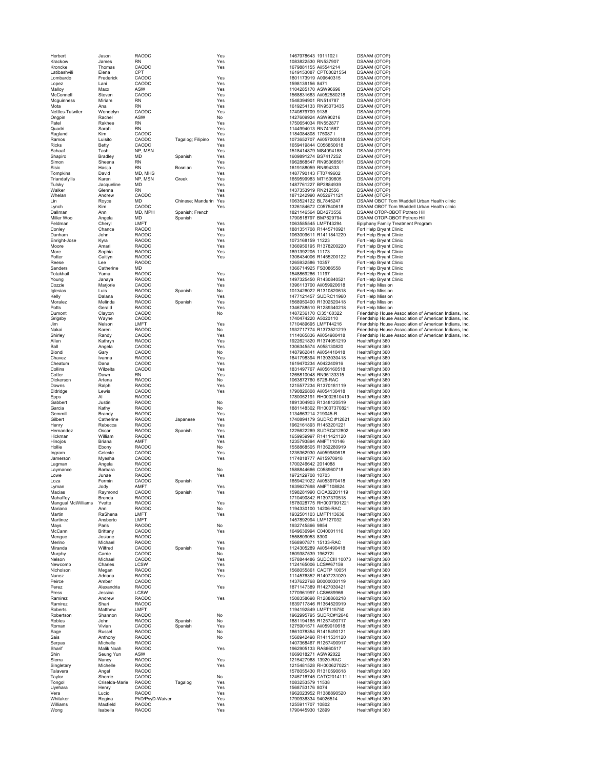| | | | | | | | |
|---|---|---|---|---|---|---|---|
| Herbert | Jason | RAODC | | Yes | 1467978643 | 1911102 I | DSAAM (OTOP) |
| Krackow | James | RN | | Yes | 1083822530 | RN537907 | DSAAM (OTOP) |
| Kroncke | Thomas | CAODC | | Yes | 1679881155 | Aii5541214 | DSAAM (OTOP) |
| Latibashvili | Elena | CPT | | | 1619153087 | CPT00021554 | DSAAM (OTOP) |
| Lombardo | Frederick | CADC | | Yes | 1801173919 | A09640315 | DSAAM (OTOP) |
| Lopez | Lani | CAODC | | Yes | 1598139156 | 8471 | DSAAM (OTOP) |
| Malloy | Maxx | ASW | | Yes | 1104285170 | ASW96696 | DSAAM (OTOP) |
| McConnell | Steven | CAODC | | Yes | 1568831683 | Aii052580218 | DSAAM (OTOP) |
| Mcguinness | Miriam | RN | | Yes | 1548394901 | RN514787 | DSAAM (OTOP) |
| Mota | Ana | RN | | Yes | 1619254133 | RN95073435 | DSAAM (OTOP) |
| Nettles-Tutwiler | Wondelyn | CAODC | | Yes | 1740879709 | 9136 | DSAAM (OTOP) |
| Ongpin | Rachel | ASW | | No | 1427609924 | ASW90216 | DSAAM (OTOP) |
| Patel | Rakhee | RN | | Yes | 1750654034 | RN552877 | DSAAM (OTOP) |
| Quadri | Sarah | RN | | Yes | 1144994013 | RN741587 | DSAAM (OTOP) |
| Ragland | Kim | CAODC | | Yes | 1184084808 | 175087 I | DSAAM (OTOP) |
| Ramos | Luisito | CAODC | Tagalog; Filipino | Yes | 1073652707 | Aii057000518 | DSAAM (OTOP) |
| Ricks | Betty | CAODC | | Yes | 1659419844 | C056850618 | DSAAM (OTOP) |
| Schaaf | Tashi | NP, MSN | | Yes | 1518414879 | MS4094188 | DSAAM (OTOP) |
| Shapiro | Bradley | MD | Spanish | Yes | 1609891274 | BS7417252 | DSAAM (OTOP) |
| Simon | Sheena | RN | | Yes | 1962868547 | RN95066501 | DSAAM (OTOP) |
| Sisic | Hasija | RN | Bosnian | Yes | 1619188059 | RN694333 | DSAAM (OTOP) |
| Tompkins | David | MD, MHS | | Yes | 1487790143 | FT0749602 | DSAAM (OTOP) |
| Triandafyllis | Karen | NP, MSN | Greek | Yes | 1659599983 | MT1509605 | DSAAM (OTOP) |
| Tulsky | Jacqueline | MD | | Yes | 1487761227 | BP2884939 | DSAAM (OTOP) |
| Walker | Glenna | RN | | Yes | 1437353919 | RN212556 | DSAAM (OTOP) |
| Whelan | Andrew | CAODC | | Yes | 1871242990 | A052671121 | DSAAM (OTOP) |
| Lin | Royce | MD | Chinese; Mandarin | Yes | 1063524122 | BL7845247 | DSAAM OBOT Tom Waddell Urban Health clinic |
| Lynch | Kim | CAODC | | Yes | 1326184672 | C057540618 | DSAAM OBOT Tom Waddell Urban Health clinic |
| Dallman | Ann | MD, MPH | Spanish; French | | 1821146564 | BD4273556 | DSAAM OTOP-OBOT Potrero Hill |
| Miller Woo | Angela | MD | Spanish | | 1790818797 | BM7629794 | DSAAM OTOP-OBOT Potrero Hill |
| Feldman | Cheryl | LMFT | | Yes | 1063585545 | LMFT43294 | Epiphany Family Treatment Program |
| Conley | Chance | RAODC | | Yes | 1881351708 | R1445710921 | Fort Help Bryant Clinic |
| Dunham | John | RAODC | | Yes | 1063009611 | R1411841220 | Fort Help Bryant Clinic |
| Enright-Jose | Kyra | RAODC | | Yes | 1073168159 | 11223 | Fort Help Bryant Clinic |
| Moore | Amari | RAODC | | Yes | 1366956195 | R1378200220 | Fort Help Bryant Clinic |
| More | Sophia | RAODC | | Yes | 1891392205 | 11173 | Fort Help Bryant Clinic |
| Potter | Caitlyn | RAODC | | Yes | 1306434006 | R1455200122 | Fort Help Bryant Clinic |
| Reese | Lee | RAODC | | | 1265932586 | 10357 | Fort Help Bryant Clinic |
| Sanders | Catherine | MD | | | 1366714925 | FS3086558 | Fort Help Bryant Clinic |
| Totakhail | Yama | RAODC | | Yes | 1548869266 | 11197 | Fort Help Bryant Clinic |
| Young | Janaya | RAODC | | Yes | 1497325450 | R1430840521 | Fort Help Bryant Clinic |
| Cozzie | Marjorie | CAODC | | Yes | 1396113700 | Aii059920618 | Fort Help Mission |
| Iglesias | Luis | RAODC | Spanish | No | 1013426022 | R1310820618 | Fort Help Mission |
| Kelly | Dalana | RAODC | | Yes | 1477121457 | SUDRC11960 | Fort Help Mission |
| Moralez | Melinda | RAODC | Spanish | Yes | 1568950400 | R1302520418 | Fort Help Mission |
| Potts | Gerald | RAODC | | Yes | 1346788510 | R1289340218 | Fort Help Mission |
| Dumont | Clayton | CAODC | | No | 1487236170 | Ci35160322 | Friendship House Association of American Indians, Inc. |
| Grigsby | Wayne | CAODC | | | 1740474220 | A5020110 | Friendship House Association of American Indians, Inc. |
| Jim | Nelson | LMFT | | Yes | 1710489695 | LMFT44216 | Friendship House Association of American Indians, Inc. |
| Nakai | Karen | RAODC | | No | 1932717774 | R1373521219 | Friendship House Association of American Indians, Inc. |
| Shirley | Randy | CAODC | | Yes | 1114065836 | Aii054980418 | Friendship House Association of American Indians, Inc. |
| Allen | Kathryn | RAODC | | Yes | 1922621820 | R1374051219 | HealthRight 360 |
| Ball | Angela | CAODC | | Yes | 1306345574 | A058130820 | HealthRight 360 |
| Biondi | Gary | CAODC | | No | 1487962841 | Aii054410418 | HealthRight 360 |
| Chavez | Ivanna | RAODC | | Yes | 1841798394 | R1303030418 | HealthRight 360 |
| Cheatum | Dana | CAODC | | Yes | 1619470234 | A042240916 | HealthRight 360 |
| Collins | Wilzelta | CAODC | | Yes | 1831497767 | Aii056160518 | HealthRight 360 |
| Cotter | Dawn | RN | | Yes | 1265810048 | RN95133315 | HealthRight 360 |
| Dickerson | Artena | RAODC | | No | 1063872760 | 6728-RAC | HealthRight 360 |
| Downs | Ralph | RAODC | | Yes | 1215577234 | R1370181119 | HealthRight 360 |
| Eldridge | Lewis | CAODC | | Yes | 1790826808 | Aii054130418 | HealthRight 360 |
| Epps | Al | RAODC | | | 1780052191 | RH0002610419 | HealthRight 360 |
| Gabbert | Justin | RAODC | | No | 1891304903 | R1348120519 | HealthRight 360 |
| Garcia | Kathy | RAODC | | No | 1881148302 | RH0007370821 | HealthRight 360 |
| Gemmill | Brandy | RAODC | | Yes | 1134663214 | 219045-R | HealthRight 360 |
| Gilbert | Catherine | RAODC | Japanese | Yes | 1740894179 | SUDRC #12821 | HealthRight 360 |
| Henry | Rebecca | RAODC | | Yes | 1962161893 | R1453201221 | HealthRight 360 |
| Hernandez | Oscar | RAODC | Spanish | Yes | 1225622269 | SUDRC#12802 | HealthRight 360 |
| Hickman | William | RAODC | | Yes | 1659959997 | R1411421120 | HealthRight 360 |
| Hinojos | Briana | AMFT | | Yes | 1235793894 | AMFT110146 | HealthRight 360 |
| Hollie | Ebony | RAODC | | No | 1558868505 | R1362280919 | HealthRight 360 |
| Ingram | Celeste | CAODC | | Yes | 1235362930 | Aii059980618 | HealthRight 360 |
| Jamerson | Myesha | CAODC | | Yes | 1174818777 | Aii15970918 | HealthRight 360 |
| Lagman | Angela | RAODC | | | 1700246642 | 2014088 | HealthRight 360 |
| Laymance | Barbara | CAODC | | No | 1588844666 | C058960718 | HealthRight 360 |
| Lowe | Junae | RAODC | | Yes | 1972129708 | 10703 | HealthRight 360 |
| Loza | Fermin | CAODC | Spanish | | 1659421022 | Aii053970418 | HealthRight 360 |
| Lyman | Jody | AMFT | | Yes | 1639627698 | AMFT108824 | HealthRight 360 |
| Macias | Raymond | CAODC | Spanish | Yes | 1598281990 | CiCA02201119 | HealthRight 360 |
| Mahaffey | Brenda | RAODC | | | 1710490842 | R1307370518 | HealthRight 360 |
| Mangual McWilliams | Yvette | RAODC | | Yes | 1578028775 | RH0007991221 | HealthRight 360 |
| Mariano | Ann | RAODC | | No | 1194330100 | 14206-RAC | HealthRight 360 |
| Martin | RaShena | LMFT | | Yes | 1932501103 | LMFT113636 | HealthRight 360 |
| Martinez | Ansberto | LMFT | | | 1457892994 | LMF127032 | HealthRight 360 |
| Mays | Paris | RAODC | | No | 1932745866 | 9854 | HealthRight 360 |
| McCann | Brittany | CAODC | | Yes | 1649636994 | C040001116 | HealthRight 360 |
| Mengue | Josiane | RAODC | | | 1558809053 | 8300 | HealthRight 360 |
| Merino | Michael | RAODC | | Yes | 1568907871 | 15133-RAC | HealthRight 360 |
| Miranda | Wilfred | CAODC | Spanish | Yes | 1124305289 | Aii054490418 | HealthRight 360 |
| Murphy | Carrie | CAODC | | No | 1609387539 | 196272I | HealthRight 360 |
| Nelson | Michael | CAODC | | Yes | 1578844486 | SUDCCIII 10073 | HealthRight 360 |
| Newcomb | Charles | LCSW | | Yes | 1124165006 | LCSW67159 | HealthRight 360 |
| Nicholson | Megan | RAODC | | Yes | 1568055861 | CADTP 10051 | HealthRight 360 |
| Nunez | Adriana | RAODC | | Yes | 1114576352 | R1407231020 | HealthRight 360 |
| Peirce | Amber | CAODC | | | 1437622768 | B0000030119 | HealthRight 360 |
| Perez | Alexandria | RAODC | | Yes | 1871147389 | R1427030421 | HealthRight 360 |
| Press | Jessica | LCSW | | | 1770961997 | LCSW89966 | HealthRight 360 |
| Ramirez | Andrew | RAODC | | Yes | 1508358698 | R1288860218 | HealthRight 360 |
| Ramirez | Shari | RAODC | | | 1639717846 | R1364520919 | HealthRight 360 |
| Roberts | Matthew | LMFT | | | 1194192849 | LMFT115750 | HealthRight 360 |
| Robertson | Shannon | RAODC | | No | 1962995795 | SUDRC#12646 | HealthRight 360 |
| Robles | John | RAODC | Spanish | No | 1881194165 | R1257490717 | HealthRight 360 |
| Roman | Vivian | CAODC | Spanish | Yes | 1275901571 | Aii059010618 | HealthRight 360 |
| Sage | Russel | RAODC | | No | 1861078354 | R1415490121 | HealthRight 360 |
| Sais | Anthony | RAODC | | No | 1568942498 | R1411531120 | HealthRight 360 |
| Serpas | Michelle | RAODC | | | 1407368467 | R1267490917 | HealthRight 360 |
| Sharif | Malik Noah | RAODC | | Yes | 1962905133 | RA8660517 | HealthRight 360 |
| Shin | Seung Yun | ASW | | | 1669018271 | ASW92022 | HealthRight 360 |
| Sierra | Nancy | RAODC | | Yes | 1215427968 | 13920-RAC | HealthRight 360 |
| Singletary | Michelle | RAODC | | Yes | 1215481528 | RH0006270221 | HealthRight 360 |
| Talavera | Angel | RAODC | | | 1578055430 | R1310590618 | HealthRight 360 |
| Taylor | Sherrie | CAODC | | No | 1245716745 | CATC2014111 I | HealthRight 360 |
| Tongol | Criselda-Marie | RAODC | Tagalog | Yes | 1083253579 | 11538 | HealthRight 360 |
| Uyehara | Henry | CAODC | | Yes | 1568753176 | 8074 | HealthRight 360 |
| Vera | Lucio | RAODC | | Yes | 1962023952 | R1388890520 | HealthRight 360 |
| Whitaker | Regina | PhD/PsyD-Waiver | | Yes | 1790936334 | 94026514 | HealthRight 360 |
| Williams | Maxfield | RAODC | | Yes | 1255911707 | 10802 | HealthRight 360 |
| Wong | Isabella | RAODC | | Yes | 1790445930 | 12899 | HealthRight 360 |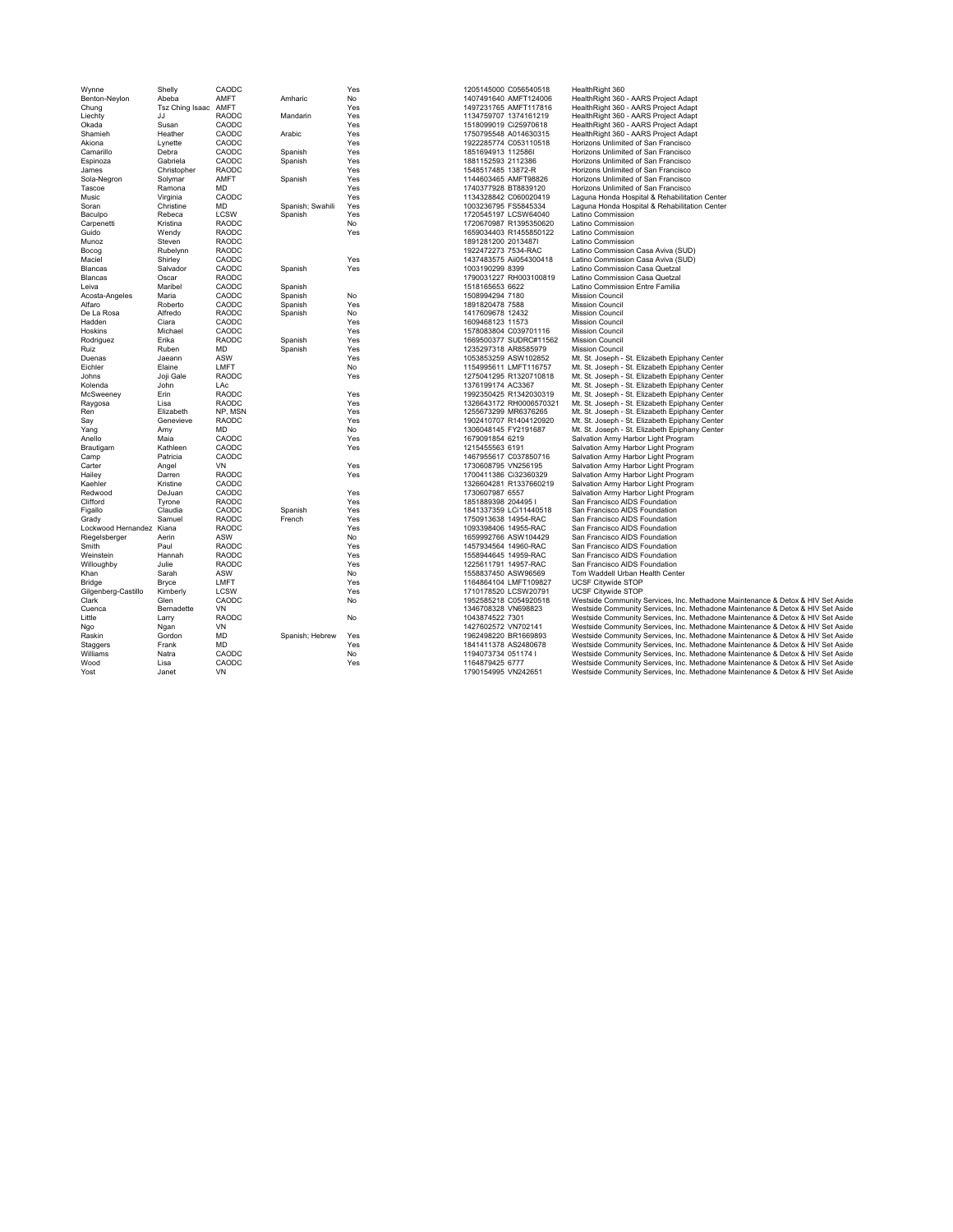| | | | | | | | |
|---|---|---|---|---|---|---|---|
| Wynne | Shelly | CAODC | | Yes | 1205145000 | C056540518 | HealthRight 360 |
| Benton-Neylon | Abeba | AMFT | Amharic | No | 1407491640 | AMFT124006 | HealthRight 360 - AARS Project Adapt |
| Chung | Tsz Ching Isaac | AMFT | | Yes | 1497231765 | AMFT117816 | HealthRight 360 - AARS Project Adapt |
| Liechty | JJ | RAODC | Mandarin | Yes | 1134759707 | 1374161219 | HealthRight 360 - AARS Project Adapt |
| Okada | Susan | CAODC | | Yes | 1518099019 | Ci25970618 | HealthRight 360 - AARS Project Adapt |
| Shamieh | Heather | CAODC | Arabic | Yes | 1750795548 | A014630315 | HealthRight 360 - AARS Project Adapt |
| Akiona | Lynette | CAODC | | Yes | 1922285774 | C053110518 | Horizons Unlimited of San Francisco |
| Camarillo | Debra | CAODC | Spanish | Yes | 1851694913 | 112586I | Horizons Unlimited of San Francisco |
| Espinoza | Gabriela | CAODC | Spanish | Yes | 1881152593 | 2112386 | Horizons Unlimited of San Francisco |
| James | Christopher | RAODC | | Yes | 1548517485 | 13872-R | Horizons Unlimited of San Francisco |
| Sola-Negron | Solymar | AMFT | Spanish | Yes | 1144603465 | AMFT98826 | Horizons Unlimited of San Francisco |
| Tascoe | Ramona | MD | | Yes | 1740377928 | BT8839120 | Horizons Unlimited of San Francisco |
| Music | Virginia | CAODC | | Yes | 1134328842 | C060020419 | Laguna Honda Hospital & Rehabilitation Center |
| Soran | Christine | MD | Spanish; Swahili | Yes | 1003236795 | FS5845334 | Laguna Honda Hospital & Rehabilitation Center |
| Baculpo | Rebeca | LCSW | Spanish | Yes | 1720545197 | LCSW64040 | Latino Commission |
| Carpenetti | Kristina | RAODC | | No | 1720670987 | R1395350620 | Latino Commission |
| Guido | Wendy | RAODC | | Yes | 1659034403 | R1455850122 | Latino Commission |
| Munoz | Steven | RAODC | | | 1891281200 | 20134871 | Latino Commission |
| Bocog | Rubelynn | RAODC | | | 1922472273 | 7534-RAC | Latino Commission Casa Aviva (SUD) |
| Maciel | Shirley | CAODC | | Yes | 1437483575 | Aii054300418 | Latino Commission Casa Aviva (SUD) |
| Blancas | Salvador | CAODC | Spanish | Yes | 1003190299 | 8399 | Latino Commission Casa Quetzal |
| Blancas | Oscar | RAODC | | | 1790031227 | RH003100819 | Latino Commission Casa Quetzal |
| Leiva | Maribel | CAODC | Spanish | | 1518165653 | 6622 | Latino Commission Entre Familia |
| Acosta-Angeles | Maria | CAODC | Spanish | No | 1508994294 | 7180 | Mission Council |
| Alfaro | Roberto | CAODC | Spanish | Yes | 1891820478 | 7588 | Mission Council |
| De La Rosa | Alfredo | RAODC | Spanish | No | 1417609678 | 12432 | Mission Council |
| Hadden | Ciara | CAODC | | Yes | 1609468123 | 11573 | Mission Council |
| Hoskins | Michael | CAODC | | Yes | 1578083804 | C039701116 | Mission Council |
| Rodriguez | Erika | RAODC | Spanish | Yes | 1669500377 | SUDRC#11562 | Mission Council |
| Ruiz | Ruben | MD | Spanish | Yes | 1235297318 | AR8585979 | Mission Council |
| Duenas | Jaeann | ASW | | Yes | 1053853259 | ASW102852 | Mt. St. Joseph - St. Elizabeth Epiphany Center |
| Eichler | Elaine | LMFT | | No | 1154995611 | LMFT116757 | Mt. St. Joseph - St. Elizabeth Epiphany Center |
| Johns | Joji Gale | RAODC | | Yes | 1275041295 | R1320710818 | Mt. St. Joseph - St. Elizabeth Epiphany Center |
| Kolenda | John | LAc | | | 1376199174 | AC3367 | Mt. St. Joseph - St. Elizabeth Epiphany Center |
| McSweeney | Erin | RAODC | | Yes | 1992350425 | R1342030319 | Mt. St. Joseph - St. Elizabeth Epiphany Center |
| Raygosa | Lisa | RAODC | | Yes | 1326643172 | RH0006570321 | Mt. St. Joseph - St. Elizabeth Epiphany Center |
| Ren | Elizabeth | NP, MSN | | Yes | 1255673299 | MR6376265 | Mt. St. Joseph - St. Elizabeth Epiphany Center |
| Say | Genevieve | RAODC | | Yes | 1902410707 | R1404120920 | Mt. St. Joseph - St. Elizabeth Epiphany Center |
| Yang | Amy | MD | | No | 1306048145 | FY2191687 | Mt. St. Joseph - St. Elizabeth Epiphany Center |
| Anello | Maia | CAODC | | Yes | 1679091854 | 6219 | Salvation Army Harbor Light Program |
| Brautigam | Kathleen | CAODC | | Yes | 1215455563 | 6191 | Salvation Army Harbor Light Program |
| Camp | Patricia | CAODC | | | 1467955617 | C037850716 | Salvation Army Harbor Light Program |
| Carter | Angel | VN | | Yes | 1730608795 | VN256195 | Salvation Army Harbor Light Program |
| Hailey | Darren | RAODC | | Yes | 1700411386 | Ci32360329 | Salvation Army Harbor Light Program |
| Kaehler | Kristine | CAODC | | | 1326604281 | R1337660219 | Salvation Army Harbor Light Program |
| Redwood | DeJuan | CAODC | | Yes | 1730607987 | 6557 | Salvation Army Harbor Light Program |
| Clifford | Tyrone | RAODC | | Yes | 1851889398 | 204495 I | San Francisco AIDS Foundation |
| Figallo | Claudia | CAODC | Spanish | Yes | 1841337359 | LCi11440518 | San Francisco AIDS Foundation |
| Grady | Samuel | RAODC | French | Yes | 1750913638 | 14954-RAC | San Francisco AIDS Foundation |
| Lockwood Hernandez | Kiana | RAODC | | Yes | 1093398406 | 14955-RAC | San Francisco AIDS Foundation |
| Riegelsberger | Aerin | ASW | | No | 1659992766 | ASW104429 | San Francisco AIDS Foundation |
| Smith | Paul | RAODC | | Yes | 1457934564 | 14960-RAC | San Francisco AIDS Foundation |
| Weinstein | Hannah | RAODC | | Yes | 1558944645 | 14959-RAC | San Francisco AIDS Foundation |
| Willoughby | Julie | RAODC | | Yes | 1225611791 | 14957-RAC | San Francisco AIDS Foundation |
| Khan | Sarah | ASW | | No | 1558837450 | ASW96569 | Tom Waddell Urban Health Center |
| Bridge | Bryce | LMFT | | Yes | 1164864104 | LMFT109827 | UCSF Citywide STOP |
| Gilgenberg-Castillo | Kimberly | LCSW | | Yes | 1710178520 | LCSW20791 | UCSF Citywide STOP |
| Clark | Glen | CAODC | | No | 1952585218 | C054920518 | Westside Community Services, Inc. Methadone Maintenance & Detox & HIV Set Aside |
| Cuenca | Bernadette | VN | | | 1346708328 | VN698823 | Westside Community Services, Inc. Methadone Maintenance & Detox & HIV Set Aside |
| Little | Larry | RAODC | | No | 1043874522 | 7301 | Westside Community Services, Inc. Methadone Maintenance & Detox & HIV Set Aside |
| Ngo | Ngan | VN | | | 1427602572 | VN702141 | Westside Community Services, Inc. Methadone Maintenance & Detox & HIV Set Aside |
| Raskin | Gordon | MD | Spanish; Hebrew | Yes | 1962498220 | BR1669893 | Westside Community Services, Inc. Methadone Maintenance & Detox & HIV Set Aside |
| Staggers | Frank | MD | | Yes | 1841411378 | AS2480678 | Westside Community Services, Inc. Methadone Maintenance & Detox & HIV Set Aside |
| Williams | Natra | CAODC | | No | 1194073734 | 051174 I | Westside Community Services, Inc. Methadone Maintenance & Detox & HIV Set Aside |
| Wood | Lisa | CAODC | | Yes | 1164879425 | 6777 | Westside Community Services, Inc. Methadone Maintenance & Detox & HIV Set Aside |
| Yost | Janet | VN | | | 1790154995 | VN242651 | Westside Community Services, Inc. Methadone Maintenance & Detox & HIV Set Aside |